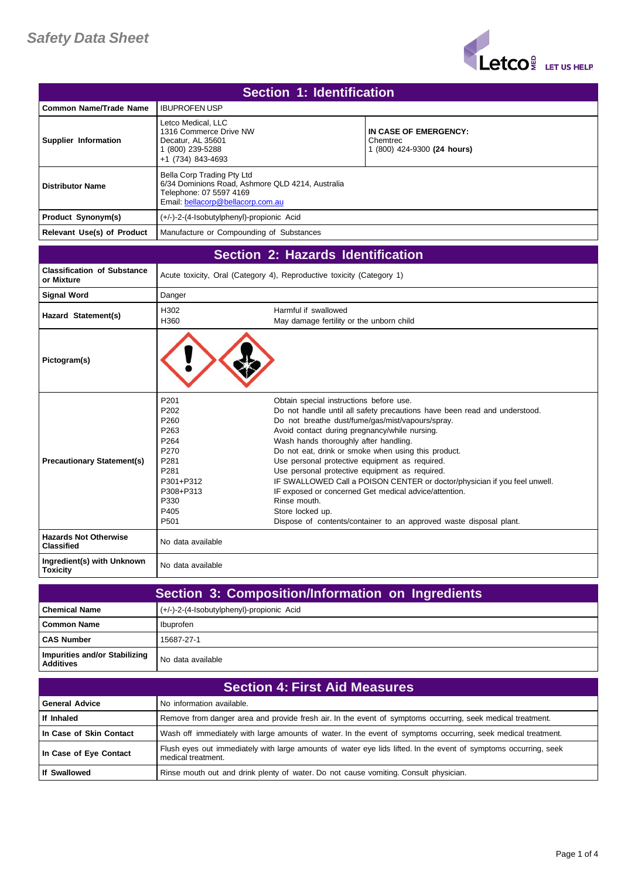# Safety Data Sheet

Letco MED LET US HELP

## Section 1: Identification

| | | |
|---|---|---|
| **Common Name/Trade Name** | IBUPROFEN USP | |
| **Supplier Information** | Letco Medical, LLC<br>1316 Commerce Drive NW<br>Decatur, AL 35601<br>1 (800) 239-5288<br>+1 (734) 843-4693 | **IN CASE OF EMERGENCY:**<br>Chemtrec<br>1 (800) 424-9300 **(24 hours)** |
| **Distributor Name** | Bella Corp Trading Pty Ltd<br>6/34 Dominions Road, Ashmore QLD 4214, Australia<br>Telephone: 07 5597 4169<br>Email: bellacorp@bellacorp.com.au | |
| **Product Synonym(s)** | (+/-)-2-(4-Isobutylphenyl)-propionic Acid | |
| **Relevant Use(s) of Product** | Manufacture or Compounding of Substances | |

## Section 2: Hazards Identification

| | | |
|---|---|---|
| **Classification of Substance or Mixture** | Acute toxicity, Oral (Category 4), Reproductive toxicity (Category 1) | |
| **Signal Word** | Danger | |
| **Hazard Statement(s)** | H302<br>H360 | Harmful if swallowed<br>May damage fertility or the unborn child |
| **Pictogram(s)** | | |
| **Precautionary Statement(s)** | P201<br>P202<br>P260<br>P263<br>P264<br>P270<br>P281<br>P281<br>P301+P312<br>P308+P313<br>P330<br>P405<br>P501 | Obtain special instructions before use.<br>Do not handle until all safety precautions have been read and understood.<br>Do not breathe dust/fume/gas/mist/vapours/spray.<br>Avoid contact during pregnancy/while nursing.<br>Wash hands thoroughly after handling.<br>Do not eat, drink or smoke when using this product.<br>Use personal protective equipment as required.<br>Use personal protective equipment as required.<br>IF SWALLOWED Call a POISON CENTER or doctor/physician if you feel unwell.<br>IF exposed or concerned Get medical advice/attention.<br>Rinse mouth.<br>Store locked up.<br>Dispose of contents/container to an approved waste disposal plant. |
| **Hazards Not Otherwise Classified** | No data available | |
| **Ingredient(s) with Unknown Toxicity** | No data available | |

## Section 3: Composition/Information on Ingredients

| | |
|---|---|
| **Chemical Name** | (+/-)-2-(4-Isobutylphenyl)-propionic Acid |
| **Common Name** | Ibuprofen |
| **CAS Number** | 15687-27-1 |
| **Impurities and/or Stabilizing Additives** | No data available |

## Section 4: First Aid Measures

| | |
|---|---|
| **General Advice** | No information available. |
| **If Inhaled** | Remove from danger area and provide fresh air. In the event of symptoms occurring, seek medical treatment. |
| **In Case of Skin Contact** | Wash off immediately with large amounts of water. In the event of symptoms occurring, seek medical treatment. |
| **In Case of Eye Contact** | Flush eyes out immediately with large amounts of water eye lids lifted. In the event of symptoms occurring, seek medical treatment. |
| **If Swallowed** | Rinse mouth out and drink plenty of water. Do not cause vomiting. Consult physician. |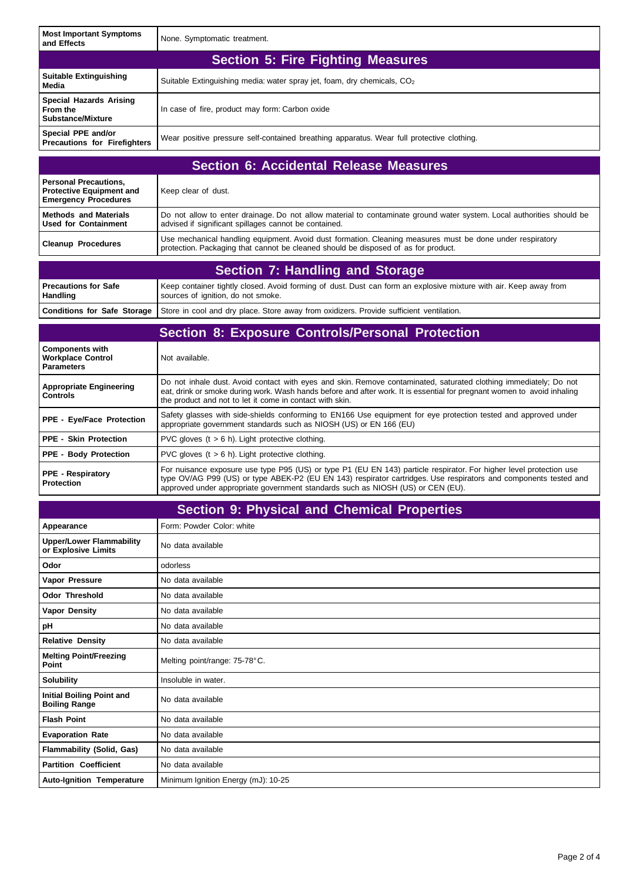| Most Important Symptoms and Effects | None. Symptomatic treatment. |
|---|---|

## Section 5: Fire Fighting Measures

| | |
|---|---|
| **Suitable Extinguishing Media** | Suitable Extinguishing media: water spray jet, foam, dry chemicals, $CO_2$ |
| **Special Hazards Arising From the Substance/Mixture** | In case of fire, product may form: Carbon oxide |
| **Special PPE and/or Precautions for Firefighters** | Wear positive pressure self-contained breathing apparatus. Wear full protective clothing. |

## Section 6: Accidental Release Measures

| | |
|---|---|
| **Personal Precautions, Protective Equipment and Emergency Procedures** | Keep clear of dust. |
| **Methods and Materials Used for Containment** | Do not allow to enter drainage. Do not allow material to contaminate ground water system. Local authorities should be advised if significant spillages cannot be contained. |
| **Cleanup Procedures** | Use mechanical handling equipment. Avoid dust formation. Cleaning measures must be done under respiratory protection. Packaging that cannot be cleaned should be disposed of as for product. |

## Section 7: Handling and Storage

| | |
|---|---|
| **Precautions for Safe Handling** | Keep container tightly closed. Avoid forming of dust. Dust can form an explosive mixture with air. Keep away from sources of ignition, do not smoke. |
| **Conditions for Safe Storage** | Store in cool and dry place. Store away from oxidizers. Provide sufficient ventilation. |

## Section 8: Exposure Controls/Personal Protection

| | |
|---|---|
| **Components with Workplace Control Parameters** | Not available. |
| **Appropriate Engineering Controls** | Do not inhale dust. Avoid contact with eyes and skin. Remove contaminated, saturated clothing immediately; Do not eat, drink or smoke during work. Wash hands before and after work. It is essential for pregnant women to avoid inhaling the product and not to let it come in contact with skin. |
| **PPE - Eye/Face Protection** | Safety glasses with side-shields conforming to EN166 Use equipment for eye protection tested and approved under appropriate government standards such as NIOSH (US) or EN 166 (EU) |
| **PPE - Skin Protection** | PVC gloves ($t > 6$ h). Light protective clothing. |
| **PPE - Body Protection** | PVC gloves ($t > 6$ h). Light protective clothing. |
| **PPE - Respiratory Protection** | For nuisance exposure use type P95 (US) or type P1 (EU EN 143) particle respirator. For higher level protection use type OV/AG P99 (US) or type ABEK-P2 (EU EN 143) respirator cartridges. Use respirators and components tested and approved under appropriate government standards such as NIOSH (US) or CEN (EU). |

## Section 9: Physical and Chemical Properties

| | |
|---|---|
| **Appearance** | Form: Powder Color: white |
| **Upper/Lower Flammability or Explosive Limits** | No data available |
| **Odor** | odorless |
| **Vapor Pressure** | No data available |
| **Odor Threshold** | No data available |
| **Vapor Density** | No data available |
| **pH** | No data available |
| **Relative Density** | No data available |
| **Melting Point/Freezing Point** | Melting point/range: 75-78°C. |
| **Solubility** | Insoluble in water. |
| **Initial Boiling Point and Boiling Range** | No data available |
| **Flash Point** | No data available |
| **Evaporation Rate** | No data available |
| **Flammability (Solid, Gas)** | No data available |
| **Partition Coefficient** | No data available |
| **Auto-Ignition Temperature** | Minimum Ignition Energy (mJ): 10-25 |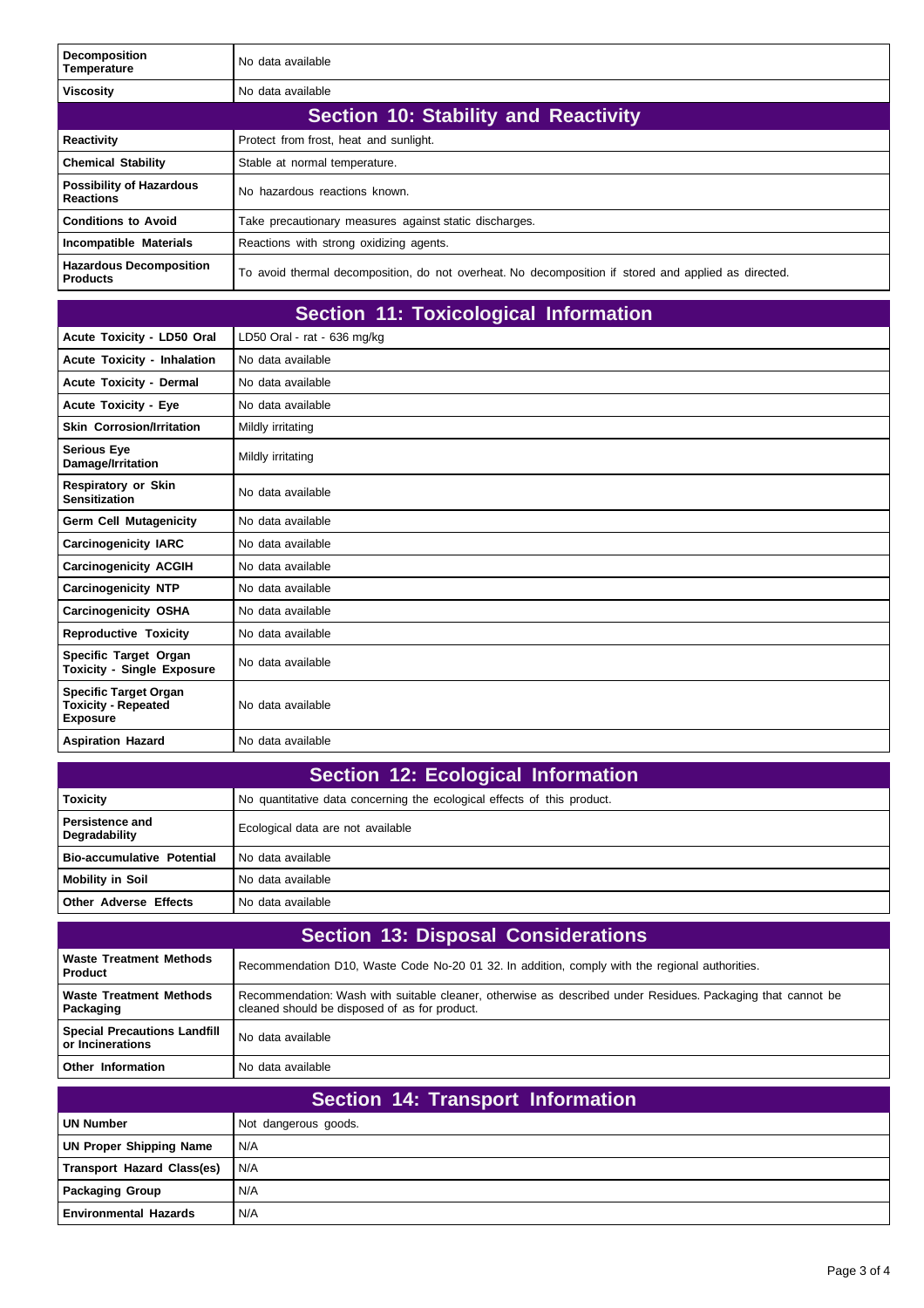| | |
|---|---|
| **Decomposition Temperature** | No data available |
| **Viscosity** | No data available |

## Section 10: Stability and Reactivity

| | |
|---|---|
| **Reactivity** | Protect from frost, heat and sunlight. |
| **Chemical Stability** | Stable at normal temperature. |
| **Possibility of Hazardous Reactions** | No hazardous reactions known. |
| **Conditions to Avoid** | Take precautionary measures against static discharges. |
| **Incompatible Materials** | Reactions with strong oxidizing agents. |
| **Hazardous Decomposition Products** | To avoid thermal decomposition, do not overheat. No decomposition if stored and applied as directed. |

## Section 11: Toxicological Information

| | |
|---|---|
| **Acute Toxicity - LD50 Oral** | LD50 Oral - rat - 636 mg/kg |
| **Acute Toxicity - Inhalation** | No data available |
| **Acute Toxicity - Dermal** | No data available |
| **Acute Toxicity - Eye** | No data available |
| **Skin Corrosion/Irritation** | Mildly irritating |
| **Serious Eye Damage/Irritation** | Mildly irritating |
| **Respiratory or Skin Sensitization** | No data available |
| **Germ Cell Mutagenicity** | No data available |
| **Carcinogenicity IARC** | No data available |
| **Carcinogenicity ACGIH** | No data available |
| **Carcinogenicity NTP** | No data available |
| **Carcinogenicity OSHA** | No data available |
| **Reproductive Toxicity** | No data available |
| **Specific Target Organ Toxicity - Single Exposure** | No data available |
| **Specific Target Organ Toxicity - Repeated Exposure** | No data available |
| **Aspiration Hazard** | No data available |

## Section 12: Ecological Information

| | |
|---|---|
| **Toxicity** | No quantitative data concerning the ecological effects of this product. |
| **Persistence and Degradability** | Ecological data are not available |
| **Bio-accumulative Potential** | No data available |
| **Mobility in Soil** | No data available |
| **Other Adverse Effects** | No data available |

## Section 13: Disposal Considerations

| | |
|---|---|
| **Waste Treatment Methods Product** | Recommendation D10, Waste Code No-20 01 32. In addition, comply with the regional authorities. |
| **Waste Treatment Methods Packaging** | Recommendation: Wash with suitable cleaner, otherwise as described under Residues. Packaging that cannot be cleaned should be disposed of as for product. |
| **Special Precautions Landfill or Incinerations** | No data available |
| **Other Information** | No data available |

## Section 14: Transport Information

| | |
|---|---|
| **UN Number** | Not dangerous goods. |
| **UN Proper Shipping Name** | N/A |
| **Transport Hazard Class(es)** | N/A |
| **Packaging Group** | N/A |
| **Environmental Hazards** | N/A |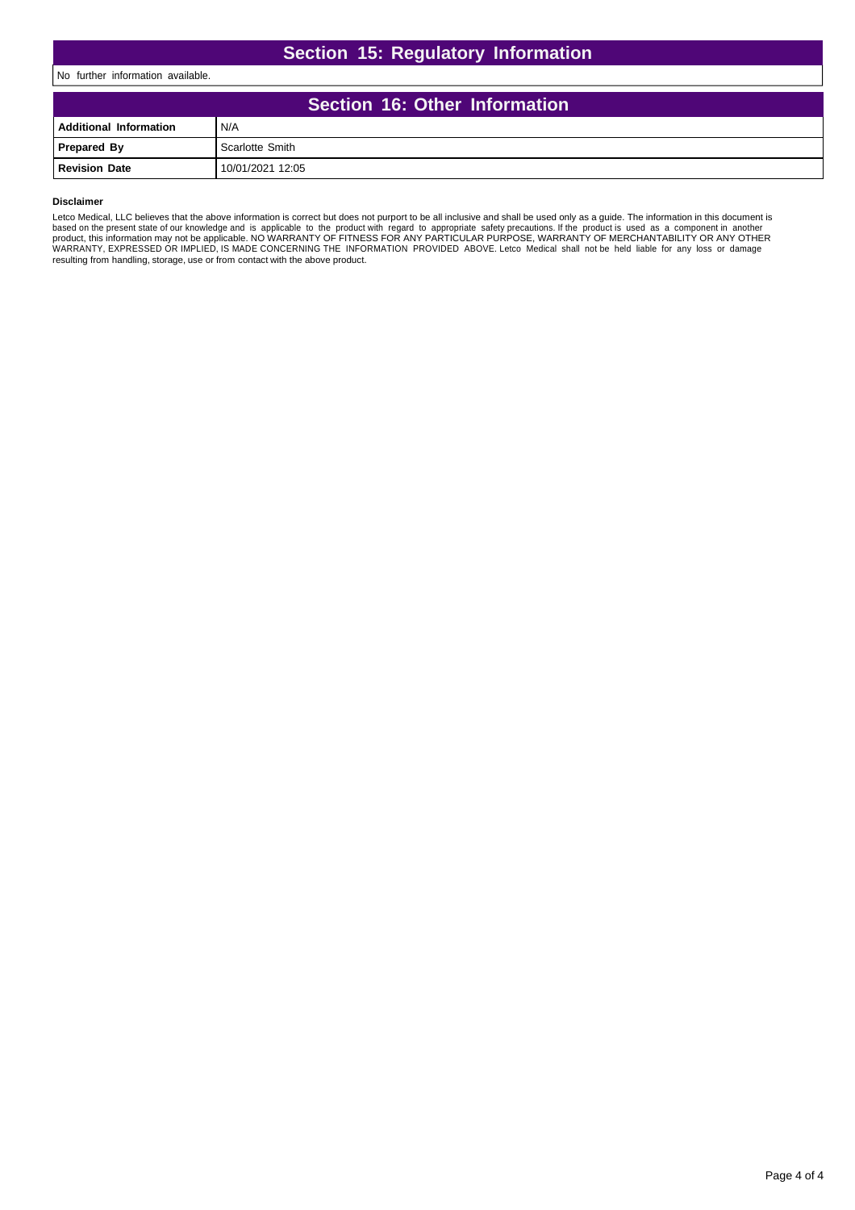## Section 15: Regulatory Information

No further information available.

## Section 16: Other Information

| | |
|---|---|
| **Additional Information** | N/A |
| **Prepared By** | Scarlotte Smith |
| **Revision Date** | 10/01/2021 12:05 |

**Disclaimer**

Letco Medical, LLC believes that the above information is correct but does not purport to be all inclusive and shall be used only as a guide. The information in this document is based on the present state of our knowledge and is applicable to the product with regard to appropriate safety precautions. If the product is used as a component in another product, this information may not be applicable. NO WARRANTY OF FITNESS FOR ANY PARTICULAR PURPOSE, WARRANTY OF MERCHANTABILITY OR ANY OTHER WARRANTY, EXPRESSED OR IMPLIED, IS MADE CONCERNING THE INFORMATION PROVIDED ABOVE. Letco Medical shall not be held liable for any loss or damage resulting from handling, storage, use or from contact with the above product.